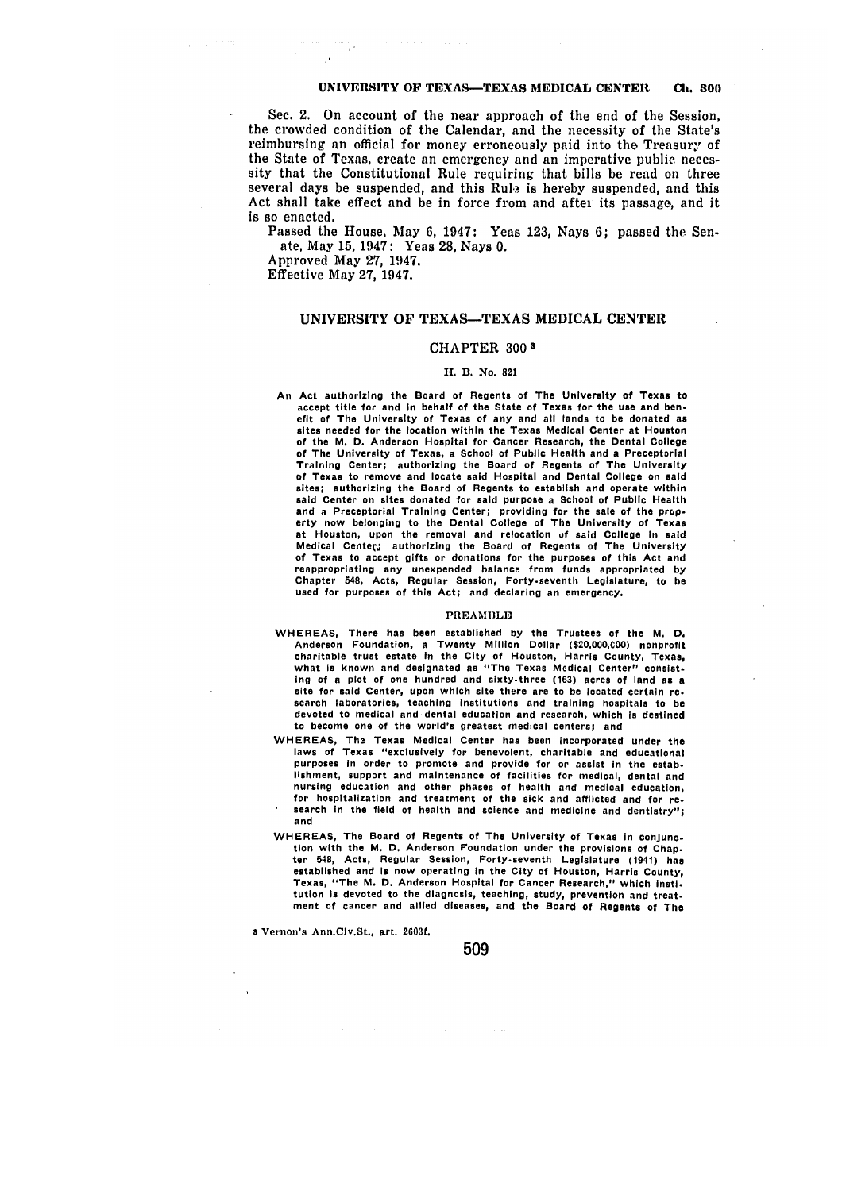Sec. 2. On account of the near approach of the end of the Session, the crowded condition of the Calendar, and the necessity of the State's reimbursing an official for money erroneously paid into the Treasury of the State of Texas, create an emergency and an imperative public necessity that the Constitutional Rule requiring that bills be read on three several days be suspended, and this Rule is hereby suspended, and this Act shall take effect and be in force from and after its passage, and it is so enacted.

Passed the House, May 6, 1947: Yeas 123, Nays 6; passed the Senate, May 15, 1947: Yeas 28, Nays 0.

Approved May 27, 1947.

Effective May 27, 1947.

## UNIVERSITY OF TEXAS—TEXAS MEDICAL CENTER

### CHAPTER 300 [3]

H. B. No. 821

An Act authorizing the Board of Regents of The University of Texas to accept title for and in behalf of the State of Texas for the use and benefit of The University of Texas of any and all lands to be donated as sites needed for the location within the Texas Medical Center at Houston of the M. D. Anderson Hospital for Cancer Research, the Dental College of The University of Texas, a School of Public Health and a Preceptorial Training Center; authorizing the Board of Regents of The University of Texas to remove and locate said Hospital and Dental College on said sites; authorizing the Board of Regents to establish and operate within said Center on sites donated for said purpose a School of Public Health and a Preceptorial Training Center; providing for the sale of the property now belonging to the Dental College of The University of Texas at Houston, upon the removal and relocation of said College in said Medical Center; authorizing the Board of Regents of The University of Texas to accept gifts or donations for the purposes of this Act and reappropriating any unexpended balance from funds appropriated by Chapter 548, Acts, Regular Session, Forty-seventh Legislature, to be used for purposes of this Act; and declaring an emergency.

#### PREAMBLE

WHEREAS, There has been established by the Trustees of the M. D. Anderson Foundation, a Twenty Million Dollar ($20,000,000) nonprofit charitable trust estate in the City of Houston, Harris County, Texas, what is known and designated as "The Texas Medical Center" consisting of a plot of one hundred and sixty-three (163) acres of land as a site for said Center, upon which site there are to be located certain research laboratories, teaching institutions and training hospitals to be devoted to medical and dental education and research, which is destined to become one of the world's greatest medical centers; and

WHEREAS, The Texas Medical Center has been incorporated under the laws of Texas "exclusively for benevolent, charitable and educational purposes in order to promote and provide for or assist in the establishment, support and maintenance of facilities for medical, dental and nursing education and other phases of health and medical education, for hospitalization and treatment of the sick and afflicted and for research in the field of health and science and medicine and dentistry"; and

WHEREAS, The Board of Regents of The University of Texas in conjunction with the M. D. Anderson Foundation under the provisions of Chapter 548, Acts, Regular Session, Forty-seventh Legislature (1941) has established and is now operating in the City of Houston, Harris County, Texas, "The M. D. Anderson Hospital for Cancer Research," which institution is devoted to the diagnosis, teaching, study, prevention and treatment of cancer and allied diseases, and the Board of Regents of The

[3] Vernon's Ann.Civ.St., art. 2603f.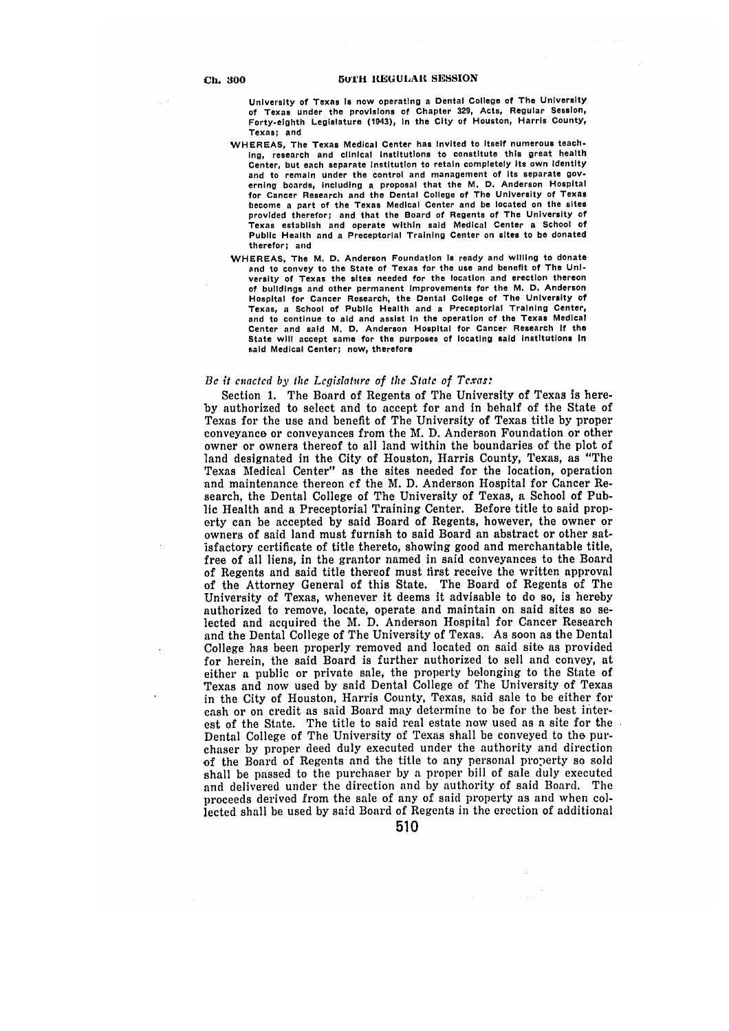University of Texas is now operating a Dental College of The University of Texas under the provisions of Chapter 329, Acts, Regular Session, Forty-eighth Legislature (1943), in the City of Houston, Harris County, Texas; and

WHEREAS, The Texas Medical Center has invited to itself numerous teaching, research and clinical institutions to constitute this great health Center, but each separate institution to retain completely its own identity and to remain under the control and management of its separate governing boards, including a proposal that the M. D. Anderson Hospital for Cancer Research and the Dental College of The University of Texas become a part of the Texas Medical Center and be located on the sites provided therefor; and that the Board of Regents of The University of Texas establish and operate within said Medical Center a School of Public Health and a Preceptorial Training Center on sites to be donated therefor; and

WHEREAS, The M. D. Anderson Foundation is ready and willing to donate and to convey to the State of Texas for the use and benefit of The University of Texas the sites needed for the location and erection thereon of buildings and other permanent improvements for the M. D. Anderson Hospital for Cancer Research, the Dental College of The University of Texas, a School of Public Health and a Preceptorial Training Center, and to continue to aid and assist in the operation of the Texas Medical Center and said M. D. Anderson Hospital for Cancer Research if the State will accept same for the purposes of locating said institutions in said Medical Center; now, therefore

*Be it enacted by the Legislature of the State of Texas:*

Section 1. The Board of Regents of The University of Texas is hereby authorized to select and to accept for and in behalf of the State of Texas for the use and benefit of The University of Texas title by proper conveyance or conveyances from the M. D. Anderson Foundation or other owner or owners thereof to all land within the boundaries of the plot of land designated in the City of Houston, Harris County, Texas, as "The Texas Medical Center" as the sites needed for the location, operation and maintenance thereon of the M. D. Anderson Hospital for Cancer Research, the Dental College of The University of Texas, a School of Public Health and a Preceptorial Training Center. Before title to said property can be accepted by said Board of Regents, however, the owner or owners of said land must furnish to said Board an abstract or other satisfactory certificate of title thereto, showing good and merchantable title, free of all liens, in the grantor named in said conveyances to the Board of Regents and said title thereof must first receive the written approval of the Attorney General of this State. The Board of Regents of The University of Texas, whenever it deems it advisable to do so, is hereby authorized to remove, locate, operate and maintain on said sites so selected and acquired the M. D. Anderson Hospital for Cancer Research and the Dental College of The University of Texas. As soon as the Dental College has been properly removed and located on said site as provided for herein, the said Board is further authorized to sell and convey, at either a public or private sale, the property belonging to the State of Texas and now used by said Dental College of The University of Texas in the City of Houston, Harris County, Texas, said sale to be either for cash or on credit as said Board may determine to be for the best interest of the State. The title to said real estate now used as a site for the Dental College of The University of Texas shall be conveyed to the purchaser by proper deed duly executed under the authority and direction of the Board of Regents and the title to any personal property so sold shall be passed to the purchaser by a proper bill of sale duly executed and delivered under the direction and by authority of said Board. The proceeds derived from the sale of any of said property as and when collected shall be used by said Board of Regents in the erection of additional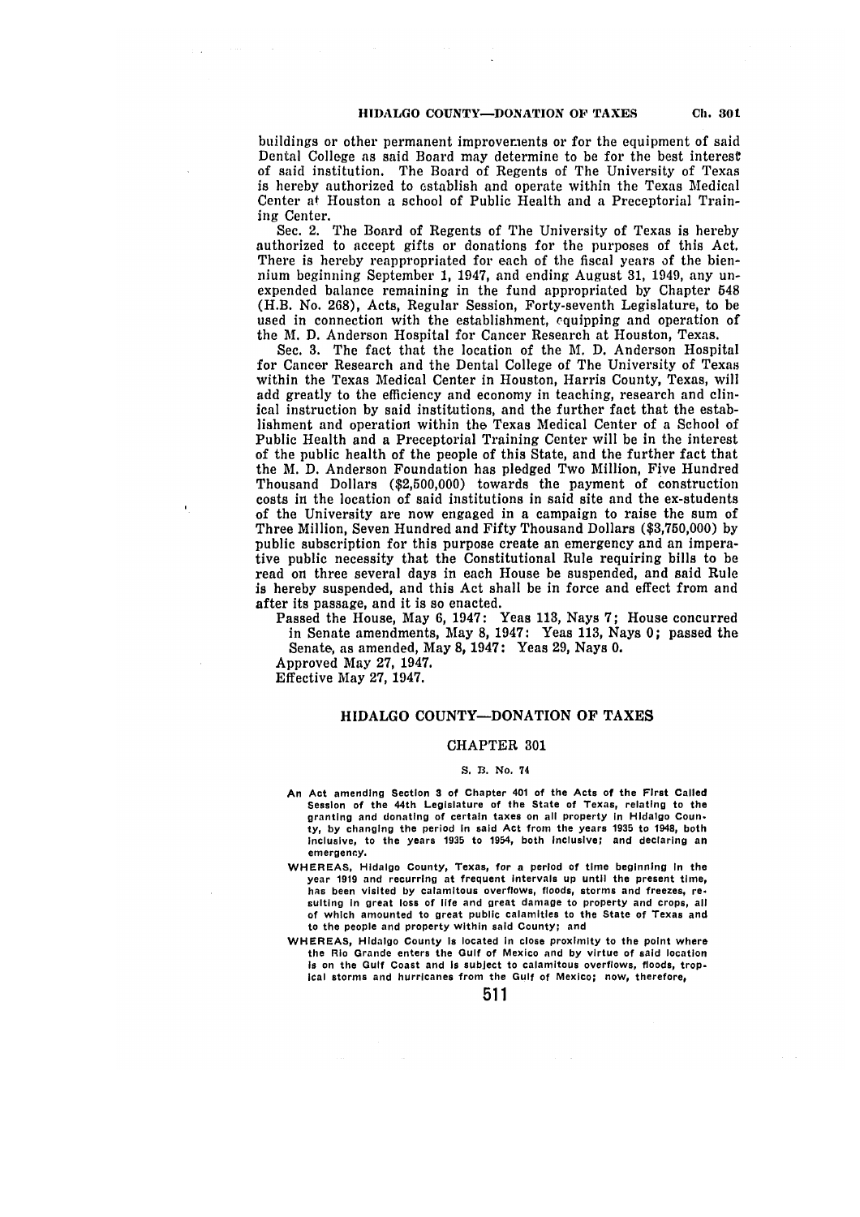buildings or other permanent improvements or for the equipment of said Dental College as said Board may determine to be for the best interest of said institution. The Board of Regents of The University of Texas is hereby authorized to establish and operate within the Texas Medical Center at Houston a school of Public Health and a Preceptorial Training Center.

Sec. 2. The Board of Regents of The University of Texas is hereby authorized to accept gifts or donations for the purposes of this Act. There is hereby reappropriated for each of the fiscal years of the biennium beginning September 1, 1947, and ending August 31, 1949, any unexpended balance remaining in the fund appropriated by Chapter 548 (H.B. No. 268), Acts, Regular Session, Forty-seventh Legislature, to be used in connection with the establishment, equipping and operation of the M. D. Anderson Hospital for Cancer Research at Houston, Texas.

Sec. 3. The fact that the location of the M. D. Anderson Hospital for Cancer Research and the Dental College of The University of Texas within the Texas Medical Center in Houston, Harris County, Texas, will add greatly to the efficiency and economy in teaching, research and clinical instruction by said institutions, and the further fact that the establishment and operation within the Texas Medical Center of a School of Public Health and a Preceptorial Training Center will be in the interest of the public health of the people of this State, and the further fact that the M. D. Anderson Foundation has pledged Two Million, Five Hundred Thousand Dollars ($2,500,000) towards the payment of construction costs in the location of said institutions in said site and the ex-students of the University are now engaged in a campaign to raise the sum of Three Million, Seven Hundred and Fifty Thousand Dollars ($3,750,000) by public subscription for this purpose create an emergency and an imperative public necessity that the Constitutional Rule requiring bills to be read on three several days in each House be suspended, and said Rule is hereby suspended, and this Act shall be in force and effect from and after its passage, and it is so enacted.

Passed the House, May 6, 1947: Yeas 113, Nays 7; House concurred in Senate amendments, May 8, 1947: Yeas 113, Nays 0; passed the Senate, as amended, May 8, 1947: Yeas 29, Nays 0.

Approved May 27, 1947.

Effective May 27, 1947.

## HIDALGO COUNTY—DONATION OF TAXES

### CHAPTER 301

S. B. No. 74

An Act amending Section 3 of Chapter 401 of the Acts of the First Called Session of the 44th Legislature of the State of Texas, relating to the granting and donating of certain taxes on all property in Hidalgo County, by changing the period in said Act from the years 1935 to 1948, both inclusive, to the years 1935 to 1954, both inclusive; and declaring an emergency.

WHEREAS, Hidalgo County, Texas, for a period of time beginning in the year 1919 and recurring at frequent intervals up until the present time, has been visited by calamitous overflows, floods, storms and freezes, resulting in great loss of life and great damage to property and crops, all of which amounted to great public calamities to the State of Texas and to the people and property within said County; and

WHEREAS, Hidalgo County is located in close proximity to the point where the Rio Grande enters the Gulf of Mexico and by virtue of said location is on the Gulf Coast and is subject to calamitous overflows, floods, tropical storms and hurricanes from the Gulf of Mexico; now, therefore,